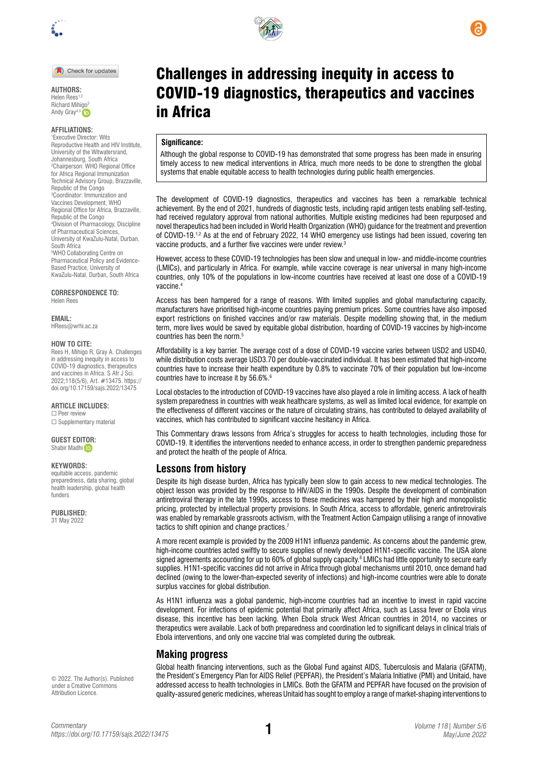# Challenges in addressing inequity in access to COVID-19 diagnostics, therapeutics and vaccines in Africa

**AUTHORS:**
Helen Rees[1,2]
Richard Mihigo[3]
Andy Gray[4,5]

**AFFILIATIONS:**
[1]Executive Director: Wits Reproductive Health and HIV Institute, University of the Witwatersrand, Johannesburg, South Africa
[2]Chairperson: WHO Regional Office for Africa Regional Immunization Technical Advisory Group, Brazzaville, Republic of the Congo
[3]Coordinator: Immunization and Vaccines Development, WHO Regional Office for Africa, Brazzaville, Republic of the Congo
[4]Division of Pharmacology, Discipline of Pharmaceutical Sciences, University of KwaZulu-Natal, Durban, South Africa
[5]WHO Collaborating Centre on Pharmaceutical Policy and Evidence-Based Practice, University of KwaZulu-Natal, Durban, South Africa

**CORRESPONDENCE TO:**
Helen Rees

**EMAIL:**
HRees@wrhi.ac.za

**HOW TO CITE:**
Rees H, Mihigo R, Gray A. Challenges in addressing inequity in access to COVID-19 diagnostics, therapeutics and vaccines in Africa. S Afr J Sci. 2022;118(5/6), Art. #13475. https://doi.org/10.17159/sajs.2022/13475

**ARTICLE INCLUDES:**
☐ Peer review
☐ Supplementary material

**GUEST EDITOR:**
Shabir Madhi

**KEYWORDS:**
equitable access, pandemic preparedness, data sharing, global health leadership, global health funders

**PUBLISHED:**
31 May 2022

© 2022. The Author(s). Published under a Creative Commons Attribution Licence.

**Significance:**

Although the global response to COVID-19 has demonstrated that some progress has been made in ensuring timely access to new medical interventions in Africa, much more needs to be done to strengthen the global systems that enable equitable access to health technologies during public health emergencies.

The development of COVID-19 diagnostics, therapeutics and vaccines has been a remarkable technical achievement. By the end of 2021, hundreds of diagnostic tests, including rapid antigen tests enabling self-testing, had received regulatory approval from national authorities. Multiple existing medicines had been repurposed and novel therapeutics had been included in World Health Organization (WHO) guidance for the treatment and prevention of COVID-19.[1,2] As at the end of February 2022, 14 WHO emergency use listings had been issued, covering ten vaccine products, and a further five vaccines were under review.[3]

However, access to these COVID-19 technologies has been slow and unequal in low- and middle-income countries (LMICs), and particularly in Africa. For example, while vaccine coverage is near universal in many high-income countries, only 10% of the populations in low-income countries have received at least one dose of a COVID-19 vaccine.[4]

Access has been hampered for a range of reasons. With limited supplies and global manufacturing capacity, manufacturers have prioritised high-income countries paying premium prices. Some countries have also imposed export restrictions on finished vaccines and/or raw materials. Despite modelling showing that, in the medium term, more lives would be saved by equitable global distribution, hoarding of COVID-19 vaccines by high-income countries has been the norm.[5]

Affordability is a key barrier. The average cost of a dose of COVID-19 vaccine varies between USD2 and USD40, while distribution costs average USD3.70 per double-vaccinated individual. It has been estimated that high-income countries have to increase their health expenditure by 0.8% to vaccinate 70% of their population but low-income countries have to increase it by 56.6%.[6]

Local obstacles to the introduction of COVID-19 vaccines have also played a role in limiting access. A lack of health system preparedness in countries with weak healthcare systems, as well as limited local evidence, for example on the effectiveness of different vaccines or the nature of circulating strains, has contributed to delayed availability of vaccines, which has contributed to significant vaccine hesitancy in Africa.

This Commentary draws lessons from Africa's struggles for access to health technologies, including those for COVID-19. It identifies the interventions needed to enhance access, in order to strengthen pandemic preparedness and protect the health of the people of Africa.

## Lessons from history

Despite its high disease burden, Africa has typically been slow to gain access to new medical technologies. The object lesson was provided by the response to HIV/AIDS in the 1990s. Despite the development of combination antiretroviral therapy in the late 1990s, access to these medicines was hampered by their high and monopolistic pricing, protected by intellectual property provisions. In South Africa, access to affordable, generic antiretrovirals was enabled by remarkable grassroots activism, with the Treatment Action Campaign utilising a range of innovative tactics to shift opinion and change practices.[7]

A more recent example is provided by the 2009 H1N1 influenza pandemic. As concerns about the pandemic grew, high-income countries acted swiftly to secure supplies of newly developed H1N1-specific vaccine. The USA alone signed agreements accounting for up to 60% of global supply capacity.[8] LMICs had little opportunity to secure early supplies. H1N1-specific vaccines did not arrive in Africa through global mechanisms until 2010, once demand had declined (owing to the lower-than-expected severity of infections) and high-income countries were able to donate surplus vaccines for global distribution.

As H1N1 influenza was a global pandemic, high-income countries had an incentive to invest in rapid vaccine development. For infections of epidemic potential that primarily affect Africa, such as Lassa fever or Ebola virus disease, this incentive has been lacking. When Ebola struck West African countries in 2014, no vaccines or therapeutics were available. Lack of both preparedness and coordination led to significant delays in clinical trials of Ebola interventions, and only one vaccine trial was completed during the outbreak.

## Making progress

Global health financing interventions, such as the Global Fund against AIDS, Tuberculosis and Malaria (GFATM), the President's Emergency Plan for AIDS Relief (PEPFAR), the President's Malaria Initiative (PMI) and Unitaid, have addressed access to health technologies in LMICs. Both the GFATM and PEPFAR have focused on the provision of quality-assured generic medicines, whereas Unitaid has sought to employ a range of market-shaping interventions to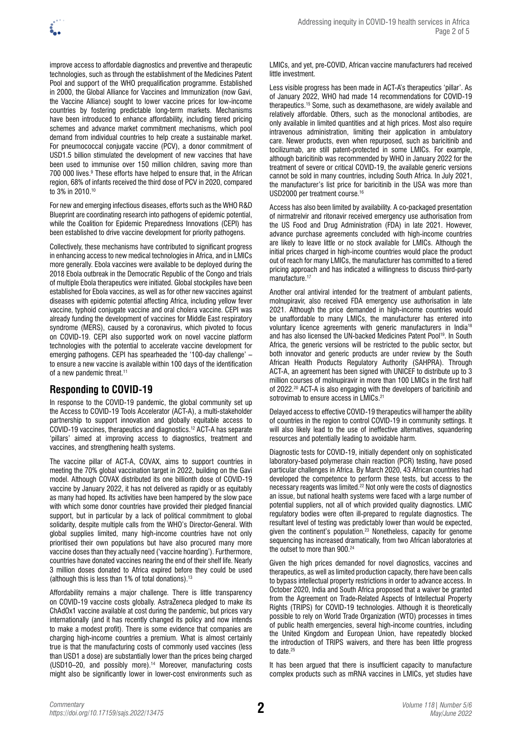improve access to affordable diagnostics and preventive and therapeutic technologies, such as through the establishment of the Medicines Patent Pool and support of the WHO prequalification programme. Established in 2000, the Global Alliance for Vaccines and Immunization (now Gavi, the Vaccine Alliance) sought to lower vaccine prices for low-income countries by fostering predictable long-term markets. Mechanisms have been introduced to enhance affordability, including tiered pricing schemes and advance market commitment mechanisms, which pool demand from individual countries to help create a sustainable market. For pneumococcal conjugate vaccine (PCV), a donor commitment of USD1.5 billion stimulated the development of new vaccines that have been used to immunise over 150 million children, saving more than 700 000 lives.[9] These efforts have helped to ensure that, in the African region, 68% of infants received the third dose of PCV in 2020, compared to 3% in 2010.[10]

For new and emerging infectious diseases, efforts such as the WHO R&D Blueprint are coordinating research into pathogens of epidemic potential, while the Coalition for Epidemic Preparedness Innovations (CEPI) has been established to drive vaccine development for priority pathogens.

Collectively, these mechanisms have contributed to significant progress in enhancing access to new medical technologies in Africa, and in LMICs more generally. Ebola vaccines were available to be deployed during the 2018 Ebola outbreak in the Democratic Republic of the Congo and trials of multiple Ebola therapeutics were initiated. Global stockpiles have been established for Ebola vaccines, as well as for other new vaccines against diseases with epidemic potential affecting Africa, including yellow fever vaccine, typhoid conjugate vaccine and oral cholera vaccine. CEPI was already funding the development of vaccines for Middle East respiratory syndrome (MERS), caused by a coronavirus, which pivoted to focus on COVID-19. CEPI also supported work on novel vaccine platform technologies with the potential to accelerate vaccine development for emerging pathogens. CEPI has spearheaded the '100-day challenge' – to ensure a new vaccine is available within 100 days of the identification of a new pandemic threat.[11]

## Responding to COVID-19

In response to the COVID-19 pandemic, the global community set up the Access to COVID-19 Tools Accelerator (ACT-A), a multi-stakeholder partnership to support innovation and globally equitable access to COVID-19 vaccines, therapeutics and diagnostics.[12] ACT-A has separate 'pillars' aimed at improving access to diagnostics, treatment and vaccines, and strengthening health systems.

The vaccine pillar of ACT-A, COVAX, aims to support countries in meeting the 70% global vaccination target in 2022, building on the Gavi model. Although COVAX distributed its one billionth dose of COVID-19 vaccine by January 2022, it has not delivered as rapidly or as equitably as many had hoped. Its activities have been hampered by the slow pace with which some donor countries have provided their pledged financial support, but in particular by a lack of political commitment to global solidarity, despite multiple calls from the WHO's Director-General. With global supplies limited, many high-income countries have not only prioritised their own populations but have also procured many more vaccine doses than they actually need ('vaccine hoarding'). Furthermore, countries have donated vaccines nearing the end of their shelf life. Nearly 3 million doses donated to Africa expired before they could be used (although this is less than 1% of total donations).[13]

Affordability remains a major challenge. There is little transparency on COVID-19 vaccine costs globally. AstraZeneca pledged to make its ChAdOx1 vaccine available at cost during the pandemic, but prices vary internationally (and it has recently changed its policy and now intends to make a modest profit). There is some evidence that companies are charging high-income countries a premium. What is almost certainly true is that the manufacturing costs of commonly used vaccines (less than USD1 a dose) are substantially lower than the prices being charged (USD10–20, and possibly more).[14] Moreover, manufacturing costs might also be significantly lower in lower-cost environments such as LMICs, and yet, pre-COVID, African vaccine manufacturers had received little investment.

Less visible progress has been made in ACT-A's therapeutics 'pillar'. As of January 2022, WHO had made 14 recommendations for COVID-19 therapeutics.[15] Some, such as dexamethasone, are widely available and relatively affordable. Others, such as the monoclonal antibodies, are only available in limited quantities and at high prices. Most also require intravenous administration, limiting their application in ambulatory care. Newer products, even when repurposed, such as baricitinib and tocilizumab, are still patent-protected in some LMICs. For example, although baricitinib was recommended by WHO in January 2022 for the treatment of severe or critical COVID-19, the available generic versions cannot be sold in many countries, including South Africa. In July 2021, the manufacturer's list price for baricitinib in the USA was more than USD2000 per treatment course.[16]

Access has also been limited by availability. A co-packaged presentation of nirmatrelvir and ritonavir received emergency use authorisation from the US Food and Drug Administration (FDA) in late 2021. However, advance purchase agreements concluded with high-income countries are likely to leave little or no stock available for LMICs. Although the initial prices charged in high-income countries would place the product out of reach for many LMICs, the manufacturer has committed to a tiered pricing approach and has indicated a willingness to discuss third-party manufacture.[17]

Another oral antiviral intended for the treatment of ambulant patients, molnupiravir, also received FDA emergency use authorisation in late 2021. Although the price demanded in high-income countries would be unaffordable to many LMICs, the manufacturer has entered into voluntary licence agreements with generic manufacturers in India[18] and has also licensed the UN-backed Medicines Patent Pool[19]. In South Africa, the generic versions will be restricted to the public sector, but both innovator and generic products are under review by the South African Health Products Regulatory Authority (SAHPRA). Through ACT-A, an agreement has been signed with UNICEF to distribute up to 3 million courses of molnupiravir in more than 100 LMICs in the first half of 2022.[20] ACT-A is also engaging with the developers of baricitinib and sotrovimab to ensure access in LMICs.[21]

Delayed access to effective COVID-19 therapeutics will hamper the ability of countries in the region to control COVID-19 in community settings. It will also likely lead to the use of ineffective alternatives, squandering resources and potentially leading to avoidable harm.

Diagnostic tests for COVID-19, initially dependent only on sophisticated laboratory-based polymerase chain reaction (PCR) testing, have posed particular challenges in Africa. By March 2020, 43 African countries had developed the competence to perform these tests, but access to the necessary reagents was limited.[22] Not only were the costs of diagnostics an issue, but national health systems were faced with a large number of potential suppliers, not all of which provided quality diagnostics. LMIC regulatory bodies were often ill-prepared to regulate diagnostics. The resultant level of testing was predictably lower than would be expected, given the continent's population.[23] Nonetheless, capacity for genome sequencing has increased dramatically, from two African laboratories at the outset to more than 900.[24]

Given the high prices demanded for novel diagnostics, vaccines and therapeutics, as well as limited production capacity, there have been calls to bypass intellectual property restrictions in order to advance access. In October 2020, India and South Africa proposed that a waiver be granted from the Agreement on Trade-Related Aspects of Intellectual Property Rights (TRIPS) for COVID-19 technologies. Although it is theoretically possible to rely on World Trade Organization (WTO) processes in times of public health emergencies, several high-income countries, including the United Kingdom and European Union, have repeatedly blocked the introduction of TRIPS waivers, and there has been little progress to date.[25]

It has been argued that there is insufficient capacity to manufacture complex products such as mRNA vaccines in LMICs, yet studies have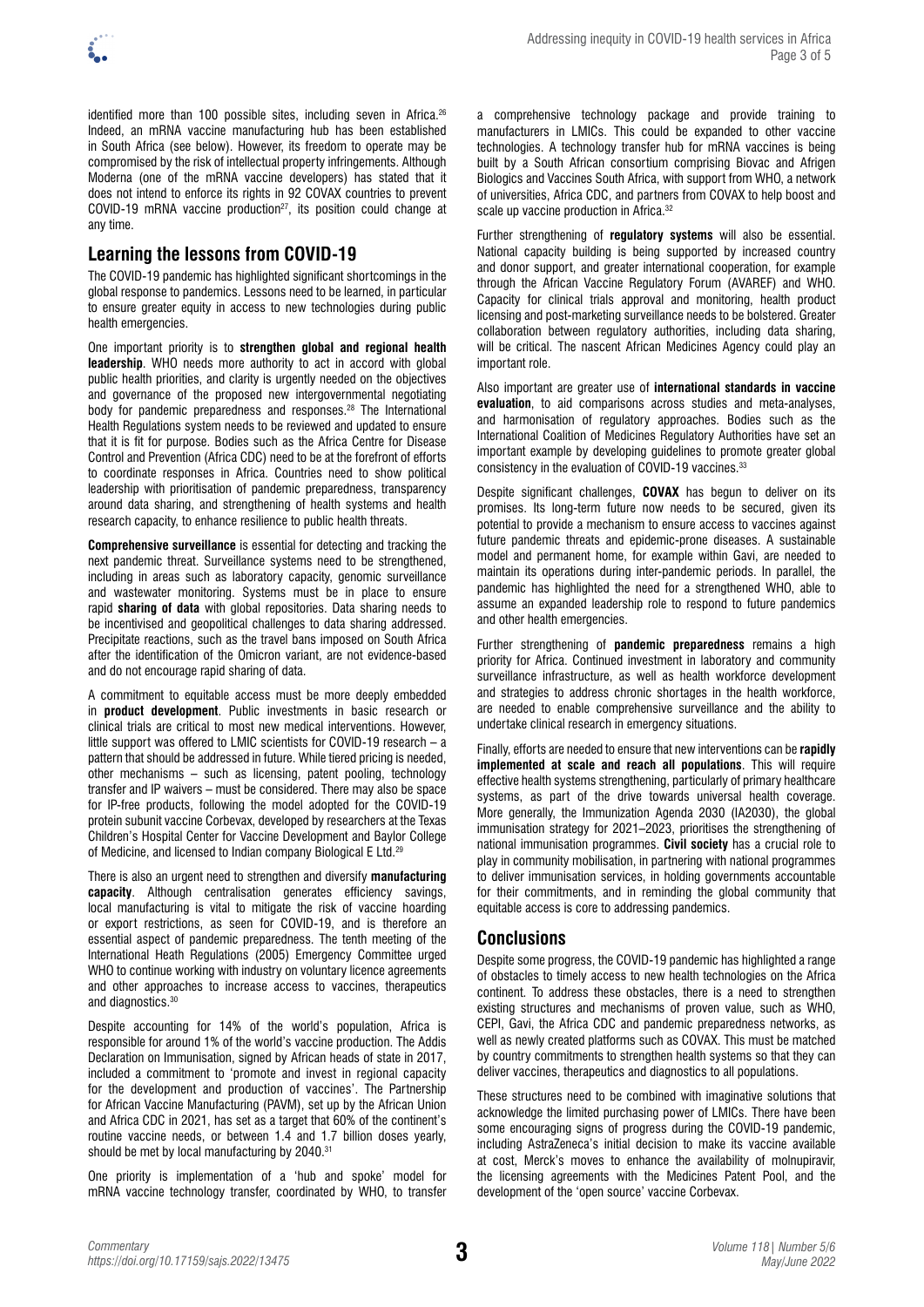identified more than 100 possible sites, including seven in Africa.[26] Indeed, an mRNA vaccine manufacturing hub has been established in South Africa (see below). However, its freedom to operate may be compromised by the risk of intellectual property infringements. Although Moderna (one of the mRNA vaccine developers) has stated that it does not intend to enforce its rights in 92 COVAX countries to prevent COVID-19 mRNA vaccine production[27], its position could change at any time.

## Learning the lessons from COVID-19

The COVID-19 pandemic has highlighted significant shortcomings in the global response to pandemics. Lessons need to be learned, in particular to ensure greater equity in access to new technologies during public health emergencies.

One important priority is to **strengthen global and regional health leadership**. WHO needs more authority to act in accord with global public health priorities, and clarity is urgently needed on the objectives and governance of the proposed new intergovernmental negotiating body for pandemic preparedness and responses.[28] The International Health Regulations system needs to be reviewed and updated to ensure that it is fit for purpose. Bodies such as the Africa Centre for Disease Control and Prevention (Africa CDC) need to be at the forefront of efforts to coordinate responses in Africa. Countries need to show political leadership with prioritisation of pandemic preparedness, transparency around data sharing, and strengthening of health systems and health research capacity, to enhance resilience to public health threats.

**Comprehensive surveillance** is essential for detecting and tracking the next pandemic threat. Surveillance systems need to be strengthened, including in areas such as laboratory capacity, genomic surveillance and wastewater monitoring. Systems must be in place to ensure rapid **sharing of data** with global repositories. Data sharing needs to be incentivised and geopolitical challenges to data sharing addressed. Precipitate reactions, such as the travel bans imposed on South Africa after the identification of the Omicron variant, are not evidence-based and do not encourage rapid sharing of data.

A commitment to equitable access must be more deeply embedded in **product development**. Public investments in basic research or clinical trials are critical to most new medical interventions. However, little support was offered to LMIC scientists for COVID-19 research – a pattern that should be addressed in future. While tiered pricing is needed, other mechanisms – such as licensing, patent pooling, technology transfer and IP waivers – must be considered. There may also be space for IP-free products, following the model adopted for the COVID-19 protein subunit vaccine Corbevax, developed by researchers at the Texas Children's Hospital Center for Vaccine Development and Baylor College of Medicine, and licensed to Indian company Biological E Ltd.[29]

There is also an urgent need to strengthen and diversify **manufacturing capacity**. Although centralisation generates efficiency savings, local manufacturing is vital to mitigate the risk of vaccine hoarding or export restrictions, as seen for COVID-19, and is therefore an essential aspect of pandemic preparedness. The tenth meeting of the International Heath Regulations (2005) Emergency Committee urged WHO to continue working with industry on voluntary licence agreements and other approaches to increase access to vaccines, therapeutics and diagnostics.[30]

Despite accounting for 14% of the world's population, Africa is responsible for around 1% of the world's vaccine production. The Addis Declaration on Immunisation, signed by African heads of state in 2017, included a commitment to 'promote and invest in regional capacity for the development and production of vaccines'. The Partnership for African Vaccine Manufacturing (PAVM), set up by the African Union and Africa CDC in 2021, has set as a target that 60% of the continent's routine vaccine needs, or between 1.4 and 1.7 billion doses yearly, should be met by local manufacturing by 2040.[31]

One priority is implementation of a 'hub and spoke' model for mRNA vaccine technology transfer, coordinated by WHO, to transfer a comprehensive technology package and provide training to manufacturers in LMICs. This could be expanded to other vaccine technologies. A technology transfer hub for mRNA vaccines is being built by a South African consortium comprising Biovac and Afrigen Biologics and Vaccines South Africa, with support from WHO, a network of universities, Africa CDC, and partners from COVAX to help boost and scale up vaccine production in Africa.[32]

Further strengthening of **regulatory systems** will also be essential. National capacity building is being supported by increased country and donor support, and greater international cooperation, for example through the African Vaccine Regulatory Forum (AVAREF) and WHO. Capacity for clinical trials approval and monitoring, health product licensing and post-marketing surveillance needs to be bolstered. Greater collaboration between regulatory authorities, including data sharing, will be critical. The nascent African Medicines Agency could play an important role.

Also important are greater use of **international standards in vaccine evaluation**, to aid comparisons across studies and meta-analyses, and harmonisation of regulatory approaches. Bodies such as the International Coalition of Medicines Regulatory Authorities have set an important example by developing guidelines to promote greater global consistency in the evaluation of COVID-19 vaccines.[33]

Despite significant challenges, **COVAX** has begun to deliver on its promises. Its long-term future now needs to be secured, given its potential to provide a mechanism to ensure access to vaccines against future pandemic threats and epidemic-prone diseases. A sustainable model and permanent home, for example within Gavi, are needed to maintain its operations during inter-pandemic periods. In parallel, the pandemic has highlighted the need for a strengthened WHO, able to assume an expanded leadership role to respond to future pandemics and other health emergencies.

Further strengthening of **pandemic preparedness** remains a high priority for Africa. Continued investment in laboratory and community surveillance infrastructure, as well as health workforce development and strategies to address chronic shortages in the health workforce, are needed to enable comprehensive surveillance and the ability to undertake clinical research in emergency situations.

Finally, efforts are needed to ensure that new interventions can be **rapidly implemented at scale and reach all populations**. This will require effective health systems strengthening, particularly of primary healthcare systems, as part of the drive towards universal health coverage. More generally, the Immunization Agenda 2030 (IA2030), the global immunisation strategy for 2021–2023, prioritises the strengthening of national immunisation programmes. **Civil society** has a crucial role to play in community mobilisation, in partnering with national programmes to deliver immunisation services, in holding governments accountable for their commitments, and in reminding the global community that equitable access is core to addressing pandemics.

## Conclusions

Despite some progress, the COVID-19 pandemic has highlighted a range of obstacles to timely access to new health technologies on the Africa continent. To address these obstacles, there is a need to strengthen existing structures and mechanisms of proven value, such as WHO, CEPI, Gavi, the Africa CDC and pandemic preparedness networks, as well as newly created platforms such as COVAX. This must be matched by country commitments to strengthen health systems so that they can deliver vaccines, therapeutics and diagnostics to all populations.

These structures need to be combined with imaginative solutions that acknowledge the limited purchasing power of LMICs. There have been some encouraging signs of progress during the COVID-19 pandemic, including AstraZeneca's initial decision to make its vaccine available at cost, Merck's moves to enhance the availability of molnupiravir, the licensing agreements with the Medicines Patent Pool, and the development of the 'open source' vaccine Corbevax.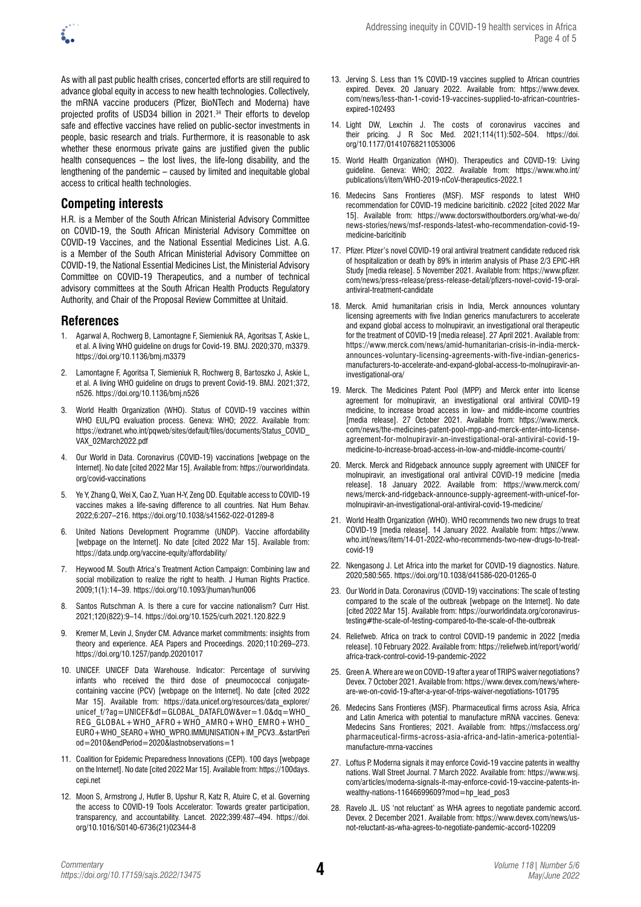As with all past public health crises, concerted efforts are still required to advance global equity in access to new health technologies. Collectively, the mRNA vaccine producers (Pfizer, BioNTech and Moderna) have projected profits of USD34 billion in 2021.[34] Their efforts to develop safe and effective vaccines have relied on public-sector investments in people, basic research and trials. Furthermore, it is reasonable to ask whether these enormous private gains are justified given the public health consequences – the lost lives, the life-long disability, and the lengthening of the pandemic – caused by limited and inequitable global access to critical health technologies.

## Competing interests

H.R. is a Member of the South African Ministerial Advisory Committee on COVID-19, the South African Ministerial Advisory Committee on COVID-19 Vaccines, and the National Essential Medicines List. A.G. is a Member of the South African Ministerial Advisory Committee on COVID-19, the National Essential Medicines List, the Ministerial Advisory Committee on COVID-19 Therapeutics, and a number of technical advisory committees at the South African Health Products Regulatory Authority, and Chair of the Proposal Review Committee at Unitaid.

## References

1. Agarwal A, Rochwerg B, Lamontagne F, Siemieniuk RA, Agoritsas T, Askie L, et al. A living WHO guideline on drugs for Covid-19. BMJ. 2020;370, m3379. https://doi.org/10.1136/bmj.m3379
2. Lamontagne F, Agoritsa T, Siemieniuk R, Rochwerg B, Bartoszko J, Askie L, et al. A living WHO guideline on drugs to prevent Covid-19. BMJ. 2021;372, n526. https://doi.org/10.1136/bmj.n526
3. World Health Organization (WHO). Status of COVID-19 vaccines within WHO EUL/PQ evaluation process. Geneva: WHO; 2022. Available from: https://extranet.who.int/pqweb/sites/default/files/documents/Status_COVID_VAX_02March2022.pdf
4. Our World in Data. Coronavirus (COVID-19) vaccinations [webpage on the Internet]. No date [cited 2022 Mar 15]. Available from: https://ourworldindata.org/covid-vaccinations
5. Ye Y, Zhang Q, Wei X, Cao Z, Yuan H-Y, Zeng DD. Equitable access to COVID-19 vaccines makes a life-saving difference to all countries. Nat Hum Behav. 2022;6:207–216. https://doi.org/10.1038/s41562-022-01289-8
6. United Nations Development Programme (UNDP). Vaccine affordability [webpage on the Internet]. No date [cited 2022 Mar 15]. Available from: https://data.undp.org/vaccine-equity/affordability/
7. Heywood M. South Africa's Treatment Action Campaign: Combining law and social mobilization to realize the right to health. J Human Rights Practice. 2009;1(1):14–39. https://doi.org/10.1093/jhuman/hun006
8. Santos Rutschman A. Is there a cure for vaccine nationalism? Curr Hist. 2021;120(822):9–14. https://doi.org/10.1525/curh.2021.120.822.9
9. Kremer M, Levin J, Snyder CM. Advance market commitments: insights from theory and experience. AEA Papers and Proceedings. 2020;110:269–273. https://doi.org/10.1257/pandp.20201017
10. UNICEF. UNICEF Data Warehouse. Indicator: Percentage of surviving infants who received the third dose of pneumococcal conjugate-containing vaccine (PCV) [webpage on the Internet]. No date [cited 2022 Mar 15]. Available from: https://data.unicef.org/resources/data_explorer/unicef_f/?ag=UNICEF&df=GLOBAL_DATAFLOW&ver=1.0&dq=WHO_REG_GLOBAL+WHO_AFRO+WHO_AMRO+WHO_EMRO+WHO_EURO+WHO_SEARO+WHO_WPRO.IMMUNISATION+IM_PCV3..&startPeriod=2010&endPeriod=2020&lastnobservations=1
11. Coalition for Epidemic Preparedness Innovations (CEPI). 100 days [webpage on the Internet]. No date [cited 2022 Mar 15]. Available from: https://100days.cepi.net
12. Moon S, Armstrong J, Hutler B, Upshur R, Katz R, Atuire C, et al. Governing the access to COVID-19 Tools Accelerator: Towards greater participation, transparency, and accountability. Lancet. 2022;399:487–494. https://doi.org/10.1016/S0140-6736(21)02344-8
13. Jerving S. Less than 1% COVID-19 vaccines supplied to African countries expired. Devex. 20 January 2022. Available from: https://www.devex.com/news/less-than-1-covid-19-vaccines-supplied-to-african-countries-expired-102493
14. Light DW, Lexchin J. The costs of coronavirus vaccines and their pricing. J R Soc Med. 2021;114(11):502–504. https://doi.org/10.1177/01410768211053006
15. World Health Organization (WHO). Therapeutics and COVID-19: Living guideline. Geneva: WHO; 2022. Available from: https://www.who.int/publications/i/item/WHO-2019-nCoV-therapeutics-2022.1
16. Medecins Sans Frontieres (MSF). MSF responds to latest WHO recommendation for COVID-19 medicine baricitinib. c2022 [cited 2022 Mar 15]. Available from: https://www.doctorswithoutborders.org/what-we-do/news-stories/news/msf-responds-latest-who-recommendation-covid-19-medicine-baricitinib
17. Pfizer. Pfizer's novel COVID-19 oral antiviral treatment candidate reduced risk of hospitalization or death by 89% in interim analysis of Phase 2/3 EPIC-HR Study [media release]. 5 November 2021. Available from: https://www.pfizer.com/news/press-release/press-release-detail/pfizers-novel-covid-19-oral-antiviral-treatment-candidate
18. Merck. Amid humanitarian crisis in India, Merck announces voluntary licensing agreements with five Indian generics manufacturers to accelerate and expand global access to molnupiravir, an investigational oral therapeutic for the treatment of COVID-19 [media release]. 27 April 2021. Available from: https://www.merck.com/news/amid-humanitarian-crisis-in-india-merck-announces-voluntary-licensing-agreements-with-five-indian-generics-manufacturers-to-accelerate-and-expand-global-access-to-molnupiravir-an-investigational-ora/
19. Merck. The Medicines Patent Pool (MPP) and Merck enter into license agreement for molnupiravir, an investigational oral antiviral COVID-19 medicine, to increase broad access in low- and middle-income countries [media release]. 27 October 2021. Available from: https://www.merck.com/news/the-medicines-patent-pool-mpp-and-merck-enter-into-license-agreement-for-molnupiravir-an-investigational-oral-antiviral-covid-19-medicine-to-increase-broad-access-in-low-and-middle-income-countri/
20. Merck. Merck and Ridgeback announce supply agreement with UNICEF for molnupiravir, an investigational oral antiviral COVID-19 medicine [media release]. 18 January 2022. Available from: https://www.merck.com/news/merck-and-ridgeback-announce-supply-agreement-with-unicef-for-molnupiravir-an-investigational-oral-antiviral-covid-19-medicine/
21. World Health Organization (WHO). WHO recommends two new drugs to treat COVID-19 [media release]. 14 January 2022. Available from: https://www.who.int/news/item/14-01-2022-who-recommends-two-new-drugs-to-treat-covid-19
22. Nkengasong J. Let Africa into the market for COVID-19 diagnostics. Nature. 2020;580:565. https://doi.org/10.1038/d41586-020-01265-0
23. Our World in Data. Coronavirus (COVID-19) vaccinations: The scale of testing compared to the scale of the outbreak [webpage on the Internet]. No date [cited 2022 Mar 15]. Available from: https://ourworldindata.org/coronavirus-testing#the-scale-of-testing-compared-to-the-scale-of-the-outbreak
24. Reliefweb. Africa on track to control COVID-19 pandemic in 2022 [media release]. 10 February 2022. Available from: https://reliefweb.int/report/world/africa-track-control-covid-19-pandemic-2022
25. Green A. Where are we on COVID-19 after a year of TRIPS waiver negotiations? Devex. 7 October 2021. Available from: https://www.devex.com/news/where-are-we-on-covid-19-after-a-year-of-trips-waiver-negotiations-101795
26. Medecins Sans Frontieres (MSF). Pharmaceutical firms across Asia, Africa and Latin America with potential to manufacture mRNA vaccines. Geneva: Medecins Sans Frontieres; 2021. Available from: https://msfaccess.org/pharmaceutical-firms-across-asia-africa-and-latin-america-potential-manufacture-mrna-vaccines
27. Loftus P. Moderna signals it may enforce Covid-19 vaccine patents in wealthy nations. Wall Street Journal. 7 March 2022. Available from: https://www.wsj.com/articles/moderna-signals-it-may-enforce-covid-19-vaccine-patents-in-wealthy-nations-11646699609?mod=hp_lead_pos3
28. Ravelo JL. US 'not reluctant' as WHA agrees to negotiate pandemic accord. Devex. 2 December 2021. Available from: https://www.devex.com/news/us-not-reluctant-as-wha-agrees-to-negotiate-pandemic-accord-102209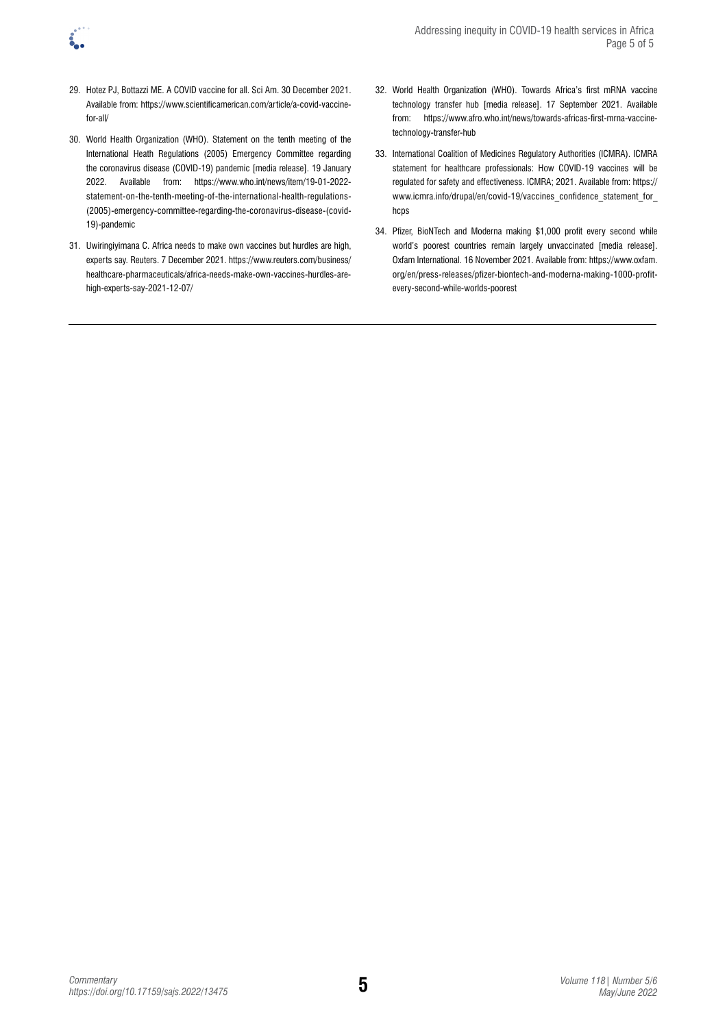29. Hotez PJ, Bottazzi ME. A COVID vaccine for all. Sci Am. 30 December 2021. Available from: https://www.scientificamerican.com/article/a-covid-vaccine-for-all/
30. World Health Organization (WHO). Statement on the tenth meeting of the International Heath Regulations (2005) Emergency Committee regarding the coronavirus disease (COVID-19) pandemic [media release]. 19 January 2022. Available from: https://www.who.int/news/item/19-01-2022-statement-on-the-tenth-meeting-of-the-international-health-regulations-(2005)-emergency-committee-regarding-the-coronavirus-disease-(covid-19)-pandemic
31. Uwiringiyimana C. Africa needs to make own vaccines but hurdles are high, experts say. Reuters. 7 December 2021. https://www.reuters.com/business/healthcare-pharmaceuticals/africa-needs-make-own-vaccines-hurdles-are-high-experts-say-2021-12-07/
32. World Health Organization (WHO). Towards Africa's first mRNA vaccine technology transfer hub [media release]. 17 September 2021. Available from: https://www.afro.who.int/news/towards-africas-first-mrna-vaccine-technology-transfer-hub
33. International Coalition of Medicines Regulatory Authorities (ICMRA). ICMRA statement for healthcare professionals: How COVID-19 vaccines will be regulated for safety and effectiveness. ICMRA; 2021. Available from: https://www.icmra.info/drupal/en/covid-19/vaccines_confidence_statement_for_hcps
34. Pfizer, BioNTech and Moderna making $1,000 profit every second while world's poorest countries remain largely unvaccinated [media release]. Oxfam International. 16 November 2021. Available from: https://www.oxfam.org/en/press-releases/pfizer-biontech-and-moderna-making-1000-profit-every-second-while-worlds-poorest